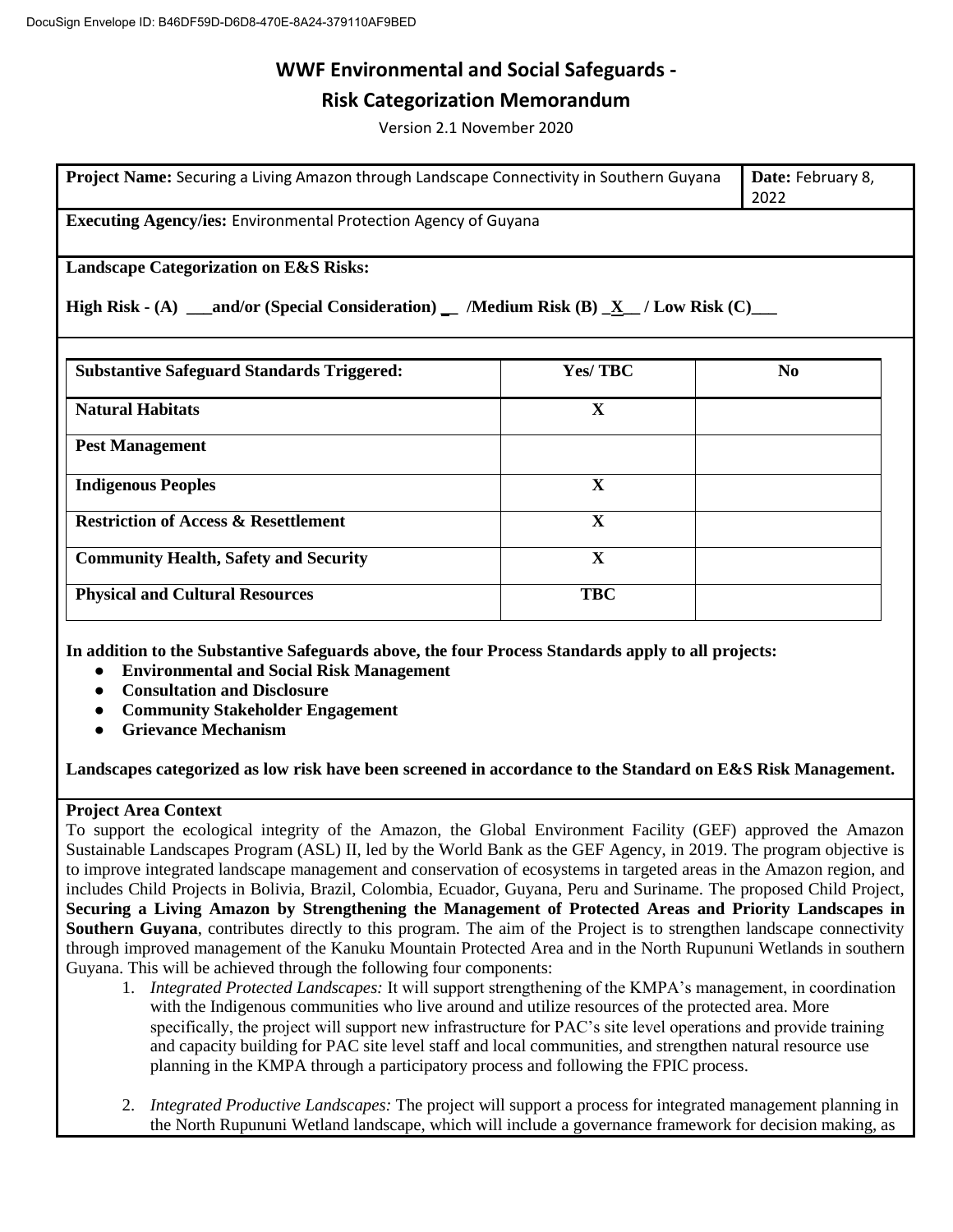# WWF Environmental and Social Safeguards - Risk Categorization Memorandum

Version 2.1 November 2020

| **Project Name:** Securing a Living Amazon through Landscape Connectivity in Southern Guyana | **Date:** February 8, 2022 |
|---|---|
| **Executing Agency/ies:** Environmental Protection Agency of Guyana | |

**Landscape Categorization on E&S Risks:**

**High Risk - (A) ___and/or (Special Consideration) _ /Medium Risk (B) _X__ / Low Risk (C)___**

| **Substantive Safeguard Standards Triggered:** | **Yes/ TBC** | **No** |
|---|---|---|
| **Natural Habitats** | **X** | |
| **Pest Management** | | |
| **Indigenous Peoples** | **X** | |
| **Restriction of Access & Resettlement** | **X** | |
| **Community Health, Safety and Security** | **X** | |
| **Physical and Cultural Resources** | **TBC** | |

**In addition to the Substantive Safeguards above, the four Process Standards apply to all projects:**

- **Environmental and Social Risk Management**
- **Consultation and Disclosure**
- **Community Stakeholder Engagement**
- **Grievance Mechanism**

**Landscapes categorized as low risk have been screened in accordance to the Standard on E&S Risk Management.**

**Project Area Context**

To support the ecological integrity of the Amazon, the Global Environment Facility (GEF) approved the Amazon Sustainable Landscapes Program (ASL) II, led by the World Bank as the GEF Agency, in 2019. The program objective is to improve integrated landscape management and conservation of ecosystems in targeted areas in the Amazon region, and includes Child Projects in Bolivia, Brazil, Colombia, Ecuador, Guyana, Peru and Suriname. The proposed Child Project, **Securing a Living Amazon by Strengthening the Management of Protected Areas and Priority Landscapes in Southern Guyana**, contributes directly to this program. The aim of the Project is to strengthen landscape connectivity through improved management of the Kanuku Mountain Protected Area and in the North Rupununi Wetlands in southern Guyana. This will be achieved through the following four components:

1. *Integrated Protected Landscapes:* It will support strengthening of the KMPA's management, in coordination with the Indigenous communities who live around and utilize resources of the protected area. More specifically, the project will support new infrastructure for PAC's site level operations and provide training and capacity building for PAC site level staff and local communities, and strengthen natural resource use planning in the KMPA through a participatory process and following the FPIC process.

2. *Integrated Productive Landscapes:* The project will support a process for integrated management planning in the North Rupununi Wetland landscape, which will include a governance framework for decision making, as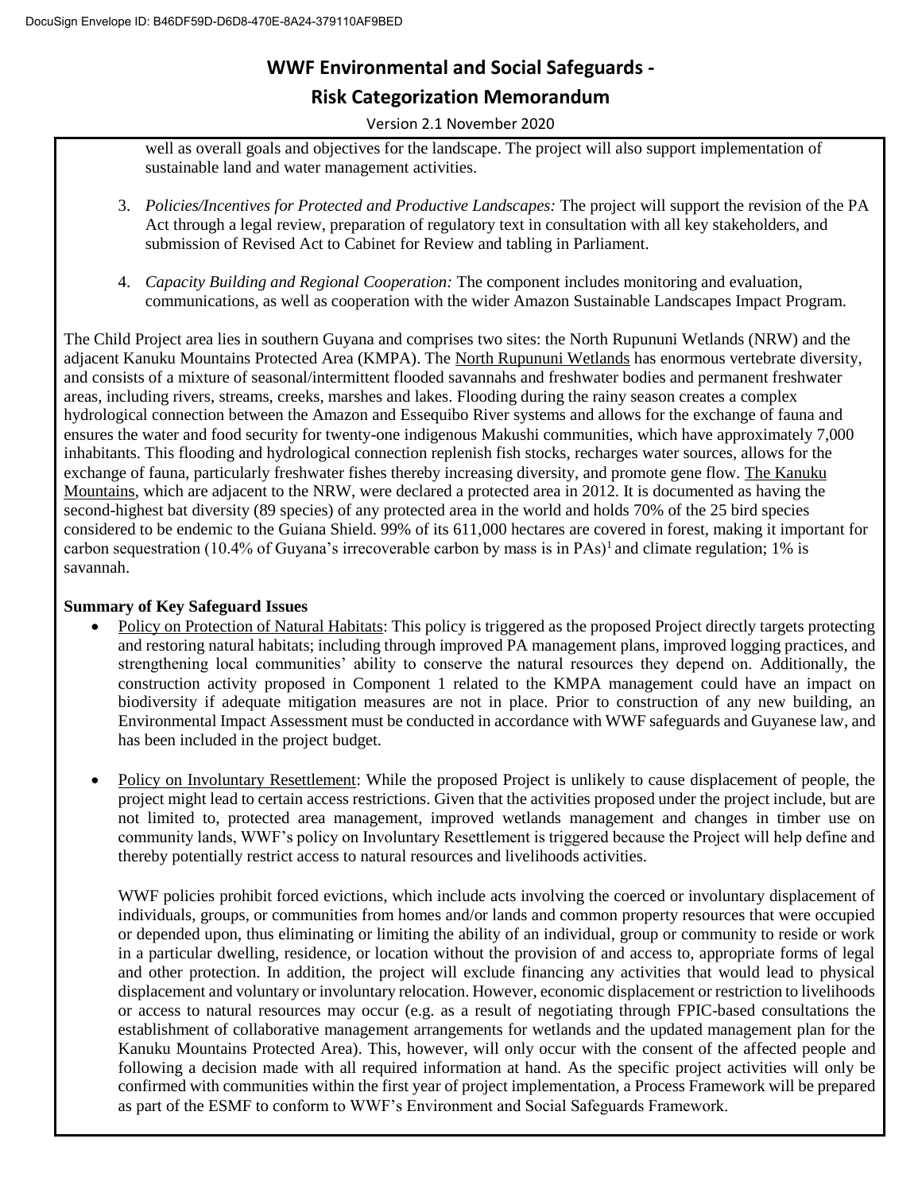well as overall goals and objectives for the landscape. The project will also support implementation of sustainable land and water management activities.

3. *Policies/Incentives for Protected and Productive Landscapes:* The project will support the revision of the PA Act through a legal review, preparation of regulatory text in consultation with all key stakeholders, and submission of Revised Act to Cabinet for Review and tabling in Parliament.

4. *Capacity Building and Regional Cooperation:* The component includes monitoring and evaluation, communications, as well as cooperation with the wider Amazon Sustainable Landscapes Impact Program.

The Child Project area lies in southern Guyana and comprises two sites: the North Rupununi Wetlands (NRW) and the adjacent Kanuku Mountains Protected Area (KMPA). The North Rupununi Wetlands has enormous vertebrate diversity, and consists of a mixture of seasonal/intermittent flooded savannahs and freshwater bodies and permanent freshwater areas, including rivers, streams, creeks, marshes and lakes. Flooding during the rainy season creates a complex hydrological connection between the Amazon and Essequibo River systems and allows for the exchange of fauna and ensures the water and food security for twenty-one indigenous Makushi communities, which have approximately 7,000 inhabitants. This flooding and hydrological connection replenish fish stocks, recharges water sources, allows for the exchange of fauna, particularly freshwater fishes thereby increasing diversity, and promote gene flow. The Kanuku Mountains, which are adjacent to the NRW, were declared a protected area in 2012. It is documented as having the second-highest bat diversity (89 species) of any protected area in the world and holds 70% of the 25 bird species considered to be endemic to the Guiana Shield. 99% of its 611,000 hectares are covered in forest, making it important for carbon sequestration (10.4% of Guyana's irrecoverable carbon by mass is in PAs)[1] and climate regulation; 1% is savannah.

**Summary of Key Safeguard Issues**

- Policy on Protection of Natural Habitats: This policy is triggered as the proposed Project directly targets protecting and restoring natural habitats; including through improved PA management plans, improved logging practices, and strengthening local communities' ability to conserve the natural resources they depend on. Additionally, the construction activity proposed in Component 1 related to the KMPA management could have an impact on biodiversity if adequate mitigation measures are not in place. Prior to construction of any new building, an Environmental Impact Assessment must be conducted in accordance with WWF safeguards and Guyanese law, and has been included in the project budget.

- Policy on Involuntary Resettlement: While the proposed Project is unlikely to cause displacement of people, the project might lead to certain access restrictions. Given that the activities proposed under the project include, but are not limited to, protected area management, improved wetlands management and changes in timber use on community lands, WWF's policy on Involuntary Resettlement is triggered because the Project will help define and thereby potentially restrict access to natural resources and livelihoods activities.

  WWF policies prohibit forced evictions, which include acts involving the coerced or involuntary displacement of individuals, groups, or communities from homes and/or lands and common property resources that were occupied or depended upon, thus eliminating or limiting the ability of an individual, group or community to reside or work in a particular dwelling, residence, or location without the provision of and access to, appropriate forms of legal and other protection. In addition, the project will exclude financing any activities that would lead to physical displacement and voluntary or involuntary relocation. However, economic displacement or restriction to livelihoods or access to natural resources may occur (e.g. as a result of negotiating through FPIC-based consultations the establishment of collaborative management arrangements for wetlands and the updated management plan for the Kanuku Mountains Protected Area). This, however, will only occur with the consent of the affected people and following a decision made with all required information at hand. As the specific project activities will only be confirmed with communities within the first year of project implementation, a Process Framework will be prepared as part of the ESMF to conform to WWF's Environment and Social Safeguards Framework.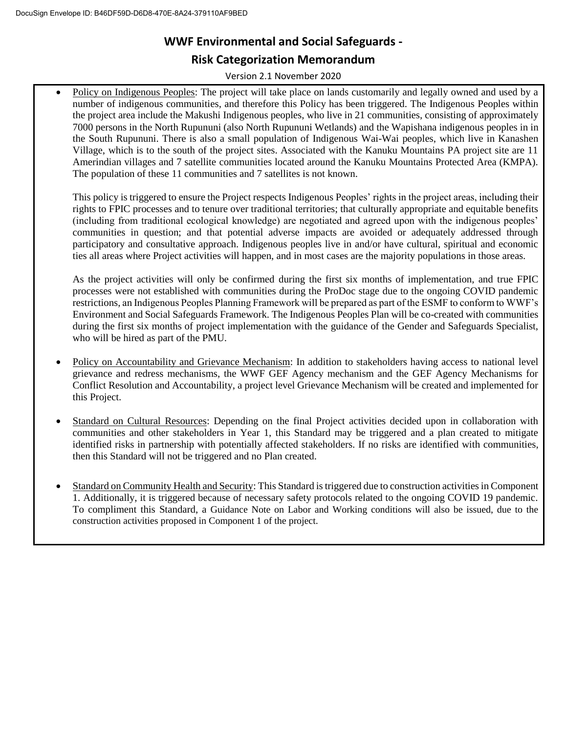- Policy on Indigenous Peoples: The project will take place on lands customarily and legally owned and used by a number of indigenous communities, and therefore this Policy has been triggered. The Indigenous Peoples within the project area include the Makushi Indigenous peoples, who live in 21 communities, consisting of approximately 7000 persons in the North Rupununi (also North Rupununi Wetlands) and the Wapishana indigenous peoples in in the South Rupununi. There is also a small population of Indigenous Wai-Wai peoples, which live in Kanashen Village, which is to the south of the project sites. Associated with the Kanuku Mountains PA project site are 11 Amerindian villages and 7 satellite communities located around the Kanuku Mountains Protected Area (KMPA). The population of these 11 communities and 7 satellites is not known.

  This policy is triggered to ensure the Project respects Indigenous Peoples' rights in the project areas, including their rights to FPIC processes and to tenure over traditional territories; that culturally appropriate and equitable benefits (including from traditional ecological knowledge) are negotiated and agreed upon with the indigenous peoples' communities in question; and that potential adverse impacts are avoided or adequately addressed through participatory and consultative approach. Indigenous peoples live in and/or have cultural, spiritual and economic ties all areas where Project activities will happen, and in most cases are the majority populations in those areas.

  As the project activities will only be confirmed during the first six months of implementation, and true FPIC processes were not established with communities during the ProDoc stage due to the ongoing COVID pandemic restrictions, an Indigenous Peoples Planning Framework will be prepared as part of the ESMF to conform to WWF's Environment and Social Safeguards Framework. The Indigenous Peoples Plan will be co-created with communities during the first six months of project implementation with the guidance of the Gender and Safeguards Specialist, who will be hired as part of the PMU.

- Policy on Accountability and Grievance Mechanism: In addition to stakeholders having access to national level grievance and redress mechanisms, the WWF GEF Agency mechanism and the GEF Agency Mechanisms for Conflict Resolution and Accountability, a project level Grievance Mechanism will be created and implemented for this Project.

- Standard on Cultural Resources: Depending on the final Project activities decided upon in collaboration with communities and other stakeholders in Year 1, this Standard may be triggered and a plan created to mitigate identified risks in partnership with potentially affected stakeholders. If no risks are identified with communities, then this Standard will not be triggered and no Plan created.

- Standard on Community Health and Security: This Standard is triggered due to construction activities in Component 1. Additionally, it is triggered because of necessary safety protocols related to the ongoing COVID 19 pandemic. To compliment this Standard, a Guidance Note on Labor and Working conditions will also be issued, due to the construction activities proposed in Component 1 of the project.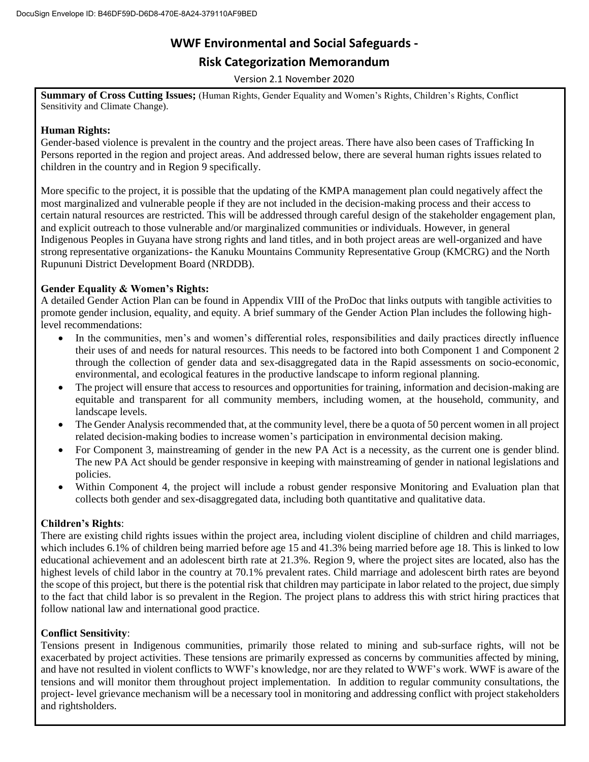# WWF Environmental and Social Safeguards - Risk Categorization Memorandum

Version 2.1 November 2020

**Summary of Cross Cutting Issues;** (Human Rights, Gender Equality and Women's Rights, Children's Rights, Conflict Sensitivity and Climate Change).

**Human Rights:**

Gender-based violence is prevalent in the country and the project areas. There have also been cases of Trafficking In Persons reported in the region and project areas. And addressed below, there are several human rights issues related to children in the country and in Region 9 specifically.

More specific to the project, it is possible that the updating of the KMPA management plan could negatively affect the most marginalized and vulnerable people if they are not included in the decision-making process and their access to certain natural resources are restricted. This will be addressed through careful design of the stakeholder engagement plan, and explicit outreach to those vulnerable and/or marginalized communities or individuals. However, in general Indigenous Peoples in Guyana have strong rights and land titles, and in both project areas are well-organized and have strong representative organizations- the Kanuku Mountains Community Representative Group (KMCRG) and the North Rupununi District Development Board (NRDDB).

**Gender Equality & Women's Rights:**

A detailed Gender Action Plan can be found in Appendix VIII of the ProDoc that links outputs with tangible activities to promote gender inclusion, equality, and equity. A brief summary of the Gender Action Plan includes the following high-level recommendations:

- In the communities, men's and women's differential roles, responsibilities and daily practices directly influence their uses of and needs for natural resources. This needs to be factored into both Component 1 and Component 2 through the collection of gender data and sex-disaggregated data in the Rapid assessments on socio-economic, environmental, and ecological features in the productive landscape to inform regional planning.
- The project will ensure that access to resources and opportunities for training, information and decision-making are equitable and transparent for all community members, including women, at the household, community, and landscape levels.
- The Gender Analysis recommended that, at the community level, there be a quota of 50 percent women in all project related decision-making bodies to increase women's participation in environmental decision making.
- For Component 3, mainstreaming of gender in the new PA Act is a necessity, as the current one is gender blind. The new PA Act should be gender responsive in keeping with mainstreaming of gender in national legislations and policies.
- Within Component 4, the project will include a robust gender responsive Monitoring and Evaluation plan that collects both gender and sex-disaggregated data, including both quantitative and qualitative data.

**Children's Rights**:

There are existing child rights issues within the project area, including violent discipline of children and child marriages, which includes 6.1% of children being married before age 15 and 41.3% being married before age 18. This is linked to low educational achievement and an adolescent birth rate at 21.3%. Region 9, where the project sites are located, also has the highest levels of child labor in the country at 70.1% prevalent rates. Child marriage and adolescent birth rates are beyond the scope of this project, but there is the potential risk that children may participate in labor related to the project, due simply to the fact that child labor is so prevalent in the Region. The project plans to address this with strict hiring practices that follow national law and international good practice.

**Conflict Sensitivity**:

Tensions present in Indigenous communities, primarily those related to mining and sub-surface rights, will not be exacerbated by project activities. These tensions are primarily expressed as concerns by communities affected by mining, and have not resulted in violent conflicts to WWF's knowledge, nor are they related to WWF's work. WWF is aware of the tensions and will monitor them throughout project implementation. In addition to regular community consultations, the project- level grievance mechanism will be a necessary tool in monitoring and addressing conflict with project stakeholders and rightsholders.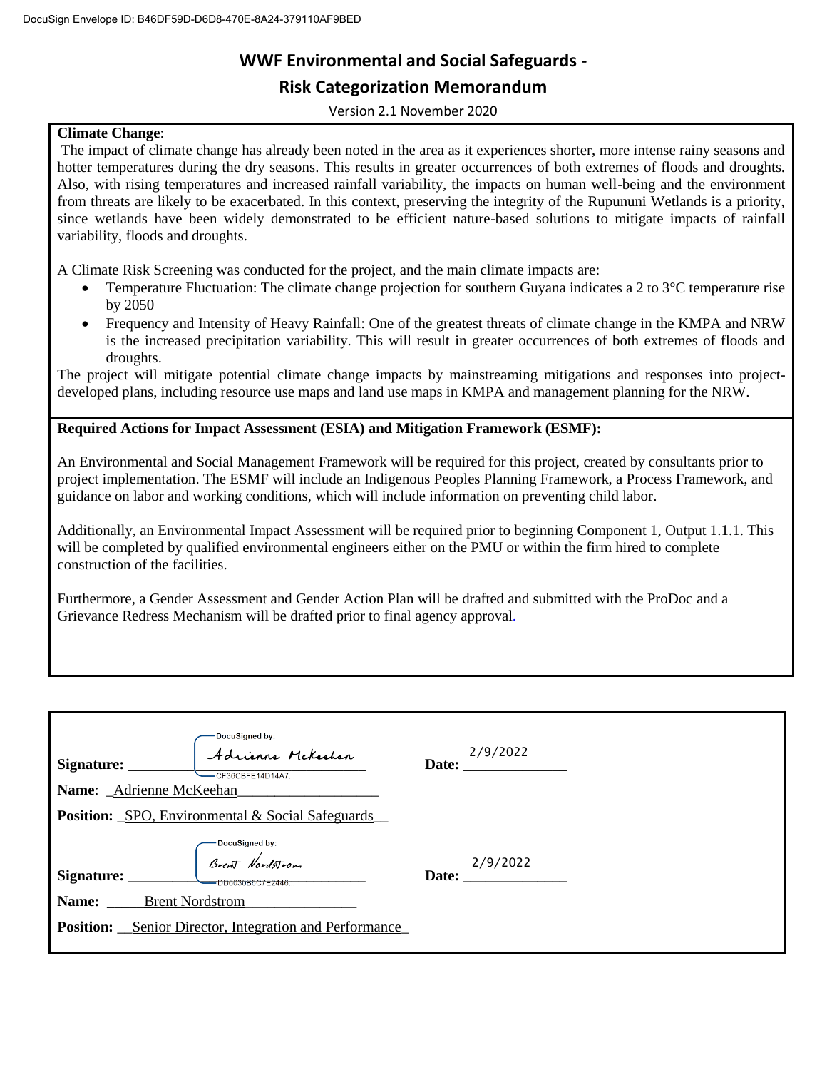**Climate Change**:
The impact of climate change has already been noted in the area as it experiences shorter, more intense rainy seasons and hotter temperatures during the dry seasons. This results in greater occurrences of both extremes of floods and droughts. Also, with rising temperatures and increased rainfall variability, the impacts on human well-being and the environment from threats are likely to be exacerbated. In this context, preserving the integrity of the Rupununi Wetlands is a priority, since wetlands have been widely demonstrated to be efficient nature-based solutions to mitigate impacts of rainfall variability, floods and droughts.

A Climate Risk Screening was conducted for the project, and the main climate impacts are:

- Temperature Fluctuation: The climate change projection for southern Guyana indicates a 2 to 3°C temperature rise by 2050
- Frequency and Intensity of Heavy Rainfall: One of the greatest threats of climate change in the KMPA and NRW is the increased precipitation variability. This will result in greater occurrences of both extremes of floods and droughts.

The project will mitigate potential climate change impacts by mainstreaming mitigations and responses into project-developed plans, including resource use maps and land use maps in KMPA and management planning for the NRW.

**Required Actions for Impact Assessment (ESIA) and Mitigation Framework (ESMF):**

An Environmental and Social Management Framework will be required for this project, created by consultants prior to project implementation. The ESMF will include an Indigenous Peoples Planning Framework, a Process Framework, and guidance on labor and working conditions, which will include information on preventing child labor.

Additionally, an Environmental Impact Assessment will be required prior to beginning Component 1, Output 1.1.1. This will be completed by qualified environmental engineers either on the PMU or within the firm hired to complete construction of the facilities.

Furthermore, a Gender Assessment and Gender Action Plan will be drafted and submitted with the ProDoc and a Grievance Redress Mechanism will be drafted prior to final agency approval.

**Signature:** DocuSigned by: Adrienne McKeehan (CF36CBFE14D14A7...) **Date:** 2/9/2022

**Name**: Adrienne McKeehan

**Position:** SPO, Environmental & Social Safeguards

**Signature:** DocuSigned by: Brent Nordstrom (DD8030B0C7E2440...) **Date:** 2/9/2022

**Name:** Brent Nordstrom

**Position:** Senior Director, Integration and Performance